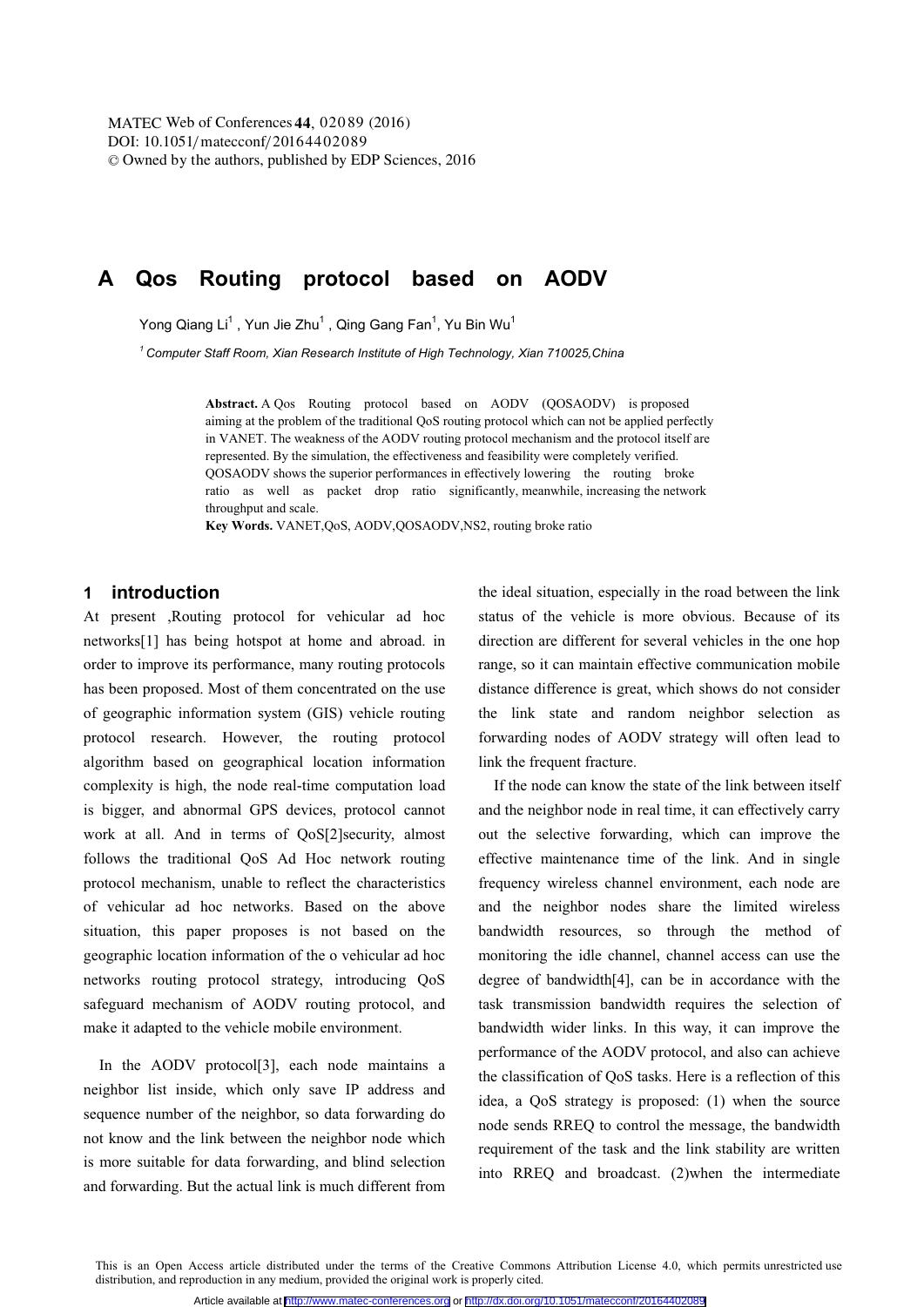# A Qos Routing protocol based on AODV

Yong Qiang Li[1], Yun Jie Zhu[1], Qing Gang Fan[1], Yu Bin Wu[1]

[1] *Computer Staff Room, Xian Research Institute of High Technology, Xian 710025,China*

**Abstract.** A Qos Routing protocol based on AODV (QOSAODV) is proposed aiming at the problem of the traditional QoS routing protocol which can not be applied perfectly in VANET. The weakness of the AODV routing protocol mechanism and the protocol itself are represented. By the simulation, the effectiveness and feasibility were completely verified. QOSAODV shows the superior performances in effectively lowering the routing broke ratio as well as packet drop ratio significantly, meanwhile, increasing the network throughput and scale.

**Key Words.** VANET,QoS, AODV,QOSAODV,NS2, routing broke ratio

## 1 introduction

At present ,Routing protocol for vehicular ad hoc networks[1] has being hotspot at home and abroad. in order to improve its performance, many routing protocols has been proposed. Most of them concentrated on the use of geographic information system (GIS) vehicle routing protocol research. However, the routing protocol algorithm based on geographical location information complexity is high, the node real-time computation load is bigger, and abnormal GPS devices, protocol cannot work at all. And in terms of QoS[2]security, almost follows the traditional QoS Ad Hoc network routing protocol mechanism, unable to reflect the characteristics of vehicular ad hoc networks. Based on the above situation, this paper proposes is not based on the geographic location information of the o vehicular ad hoc networks routing protocol strategy, introducing QoS safeguard mechanism of AODV routing protocol, and make it adapted to the vehicle mobile environment.

In the AODV protocol[3], each node maintains a neighbor list inside, which only save IP address and sequence number of the neighbor, so data forwarding do not know and the link between the neighbor node which is more suitable for data forwarding, and blind selection and forwarding. But the actual link is much different from the ideal situation, especially in the road between the link status of the vehicle is more obvious. Because of its direction are different for several vehicles in the one hop range, so it can maintain effective communication mobile distance difference is great, which shows do not consider the link state and random neighbor selection as forwarding nodes of AODV strategy will often lead to link the frequent fracture.

If the node can know the state of the link between itself and the neighbor node in real time, it can effectively carry out the selective forwarding, which can improve the effective maintenance time of the link. And in single frequency wireless channel environment, each node are and the neighbor nodes share the limited wireless bandwidth resources, so through the method of monitoring the idle channel, channel access can use the degree of bandwidth[4], can be in accordance with the task transmission bandwidth requires the selection of bandwidth wider links. In this way, it can improve the performance of the AODV protocol, and also can achieve the classification of QoS tasks. Here is a reflection of this idea, a QoS strategy is proposed: (1) when the source node sends RREQ to control the message, the bandwidth requirement of the task and the link stability are written into RREQ and broadcast. (2)when the intermediate

This is an Open Access article distributed under the terms of the Creative Commons Attribution License 4.0, which permits unrestricted use distribution, and reproduction in any medium, provided the original work is properly cited.

Article available at http://www.matec-conferences.org or http://dx.doi.org/10.1051/matecconf/20164402089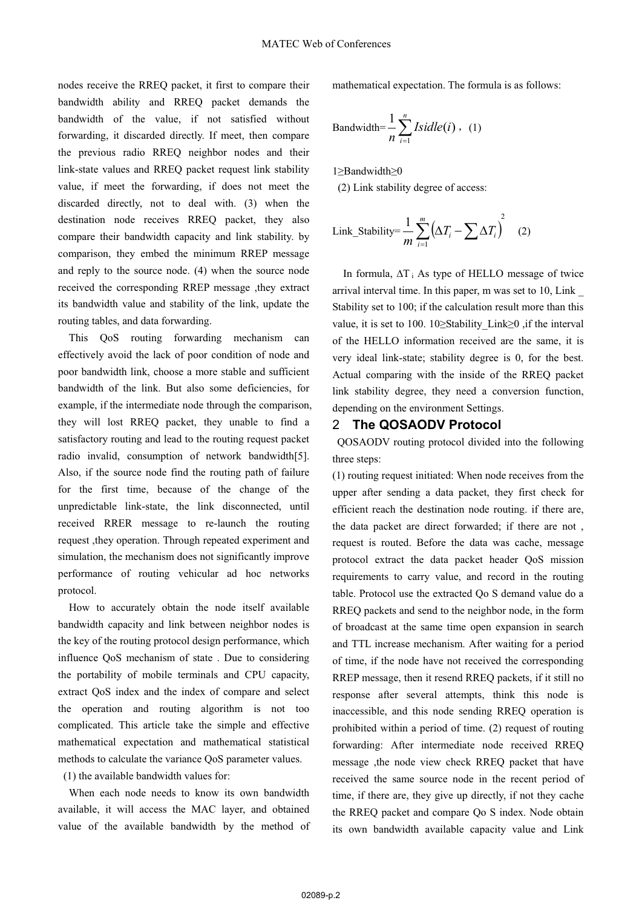nodes receive the RREQ packet, it first to compare their bandwidth ability and RREQ packet demands the bandwidth of the value, if not satisfied without forwarding, it discarded directly. If meet, then compare the previous radio RREQ neighbor nodes and their link-state values and RREQ packet request link stability value, if meet the forwarding, if does not meet the discarded directly, not to deal with. (3) when the destination node receives RREQ packet, they also compare their bandwidth capacity and link stability. by comparison, they embed the minimum RREP message and reply to the source node. (4) when the source node received the corresponding RREP message ,they extract its bandwidth value and stability of the link, update the routing tables, and data forwarding.

This QoS routing forwarding mechanism can effectively avoid the lack of poor condition of node and poor bandwidth link, choose a more stable and sufficient bandwidth of the link. But also some deficiencies, for example, if the intermediate node through the comparison, they will lost RREQ packet, they unable to find a satisfactory routing and lead to the routing request packet radio invalid, consumption of network bandwidth[5]. Also, if the source node find the routing path of failure for the first time, because of the change of the unpredictable link-state, the link disconnected, until received RRER message to re-launch the routing request ,they operation. Through repeated experiment and simulation, the mechanism does not significantly improve performance of routing vehicular ad hoc networks protocol.

How to accurately obtain the node itself available bandwidth capacity and link between neighbor nodes is the key of the routing protocol design performance, which influence QoS mechanism of state . Due to considering the portability of mobile terminals and CPU capacity, extract QoS index and the index of compare and select the operation and routing algorithm is not too complicated. This article take the simple and effective mathematical expectation and mathematical statistical methods to calculate the variance QoS parameter values.

(1) the available bandwidth values for:

When each node needs to know its own bandwidth available, it will access the MAC layer, and obtained value of the available bandwidth by the method of mathematical expectation. The formula is as follows:

$$\text{Bandwidth}=\frac{1}{n}\sum_{i=1}^{n} Isidle(i)\ , \quad (1)$$

$1 \geq \text{Bandwidth} \geq 0$

(2) Link stability degree of access:

$$\text{Link\_Stability}=\frac{1}{m}\sum_{i=1}^{m}\left(\Delta T_i - \sum \Delta T_i\right)^2 \quad (2)$$

In formula, $\Delta T_i$ As type of HELLO message of twice arrival interval time. In this paper, m was set to 10, Link _ Stability set to 100; if the calculation result more than this value, it is set to 100. 10≥Stability_Link≥0 ,if the interval of the HELLO information received are the same, it is very ideal link-state; stability degree is 0, for the best. Actual comparing with the inside of the RREQ packet link stability degree, they need a conversion function, depending on the environment Settings.

## 2 The QOSAODV Protocol

QOSAODV routing protocol divided into the following three steps:

(1) routing request initiated: When node receives from the upper after sending a data packet, they first check for efficient reach the destination node routing. if there are, the data packet are direct forwarded; if there are not , request is routed. Before the data was cache, message protocol extract the data packet header QoS mission requirements to carry value, and record in the routing table. Protocol use the extracted Qo S demand value do a RREQ packets and send to the neighbor node, in the form of broadcast at the same time open expansion in search and TTL increase mechanism. After waiting for a period of time, if the node have not received the corresponding RREP message, then it resend RREQ packets, if it still no response after several attempts, think this node is inaccessible, and this node sending RREQ operation is prohibited within a period of time. (2) request of routing forwarding: After intermediate node received RREQ message ,the node view check RREQ packet that have received the same source node in the recent period of time, if there are, they give up directly, if not they cache the RREQ packet and compare Qo S index. Node obtain its own bandwidth available capacity value and Link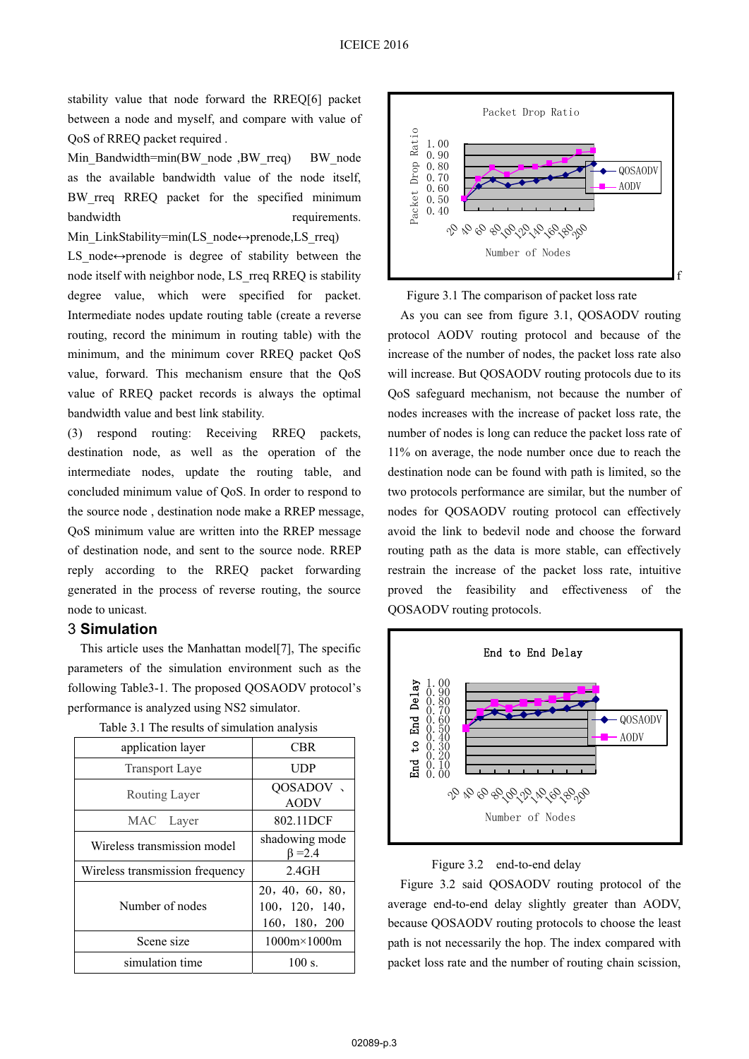stability value that node forward the RREQ[6] packet between a node and myself, and compare with value of QoS of RREQ packet required .

Min_Bandwidth=min(BW_node ,BW_rreq) BW_node as the available bandwidth value of the node itself, BW_rreq RREQ packet for the specified minimum bandwidth requirements.

Min_LinkStability=min(LS_node↔prenode,LS_rreq)

LS_node↔prenode is degree of stability between the node itself with neighbor node, LS_rreq RREQ is stability degree value, which were specified for packet. Intermediate nodes update routing table (create a reverse routing, record the minimum in routing table) with the minimum, and the minimum cover RREQ packet QoS value, forward. This mechanism ensure that the QoS value of RREQ packet records is always the optimal bandwidth value and best link stability.

(3) respond routing: Receiving RREQ packets, destination node, as well as the operation of the intermediate nodes, update the routing table, and concluded minimum value of QoS. In order to respond to the source node , destination node make a RREP message, QoS minimum value are written into the RREP message of destination node, and sent to the source node. RREP reply according to the RREQ packet forwarding generated in the process of reverse routing, the source node to unicast.

## 3 Simulation

This article uses the Manhattan model[7], The specific parameters of the simulation environment such as the following Table3-1. The proposed QOSAODV protocol's performance is analyzed using NS2 simulator.

Table 3.1 The results of simulation analysis

| application layer | CBR |
|---|---|
| Transport Laye | UDP |
| Routing Layer | QOSADOV 、AODV |
| MAC Layer | 802.11DCF |
| Wireless transmission model | shadowing mode $\beta$ =2.4 |
| Wireless transmission frequency | 2.4GH |
| Number of nodes | 20，40，60，80，100，120，140，160，180，200 |
| Scene size | 1000m×1000m |
| simulation time | 100 s. |

Figure 3.1 The comparison of packet loss rate

As you can see from figure 3.1, QOSAODV routing protocol AODV routing protocol and because of the increase of the number of nodes, the packet loss rate also will increase. But QOSAODV routing protocols due to its QoS safeguard mechanism, not because the number of nodes increases with the increase of packet loss rate, the number of nodes is long can reduce the packet loss rate of 11% on average, the node number once due to reach the destination node can be found with path is limited, so the two protocols performance are similar, but the number of nodes for QOSAODV routing protocol can effectively avoid the link to bedevil node and choose the forward routing path as the data is more stable, can effectively restrain the increase of the packet loss rate, intuitive proved the feasibility and effectiveness of the QOSAODV routing protocols.

Figure 3.2 end-to-end delay

Figure 3.2 said QOSAODV routing protocol of the average end-to-end delay slightly greater than AODV, because QOSAODV routing protocols to choose the least path is not necessarily the hop. The index compared with packet loss rate and the number of routing chain scission,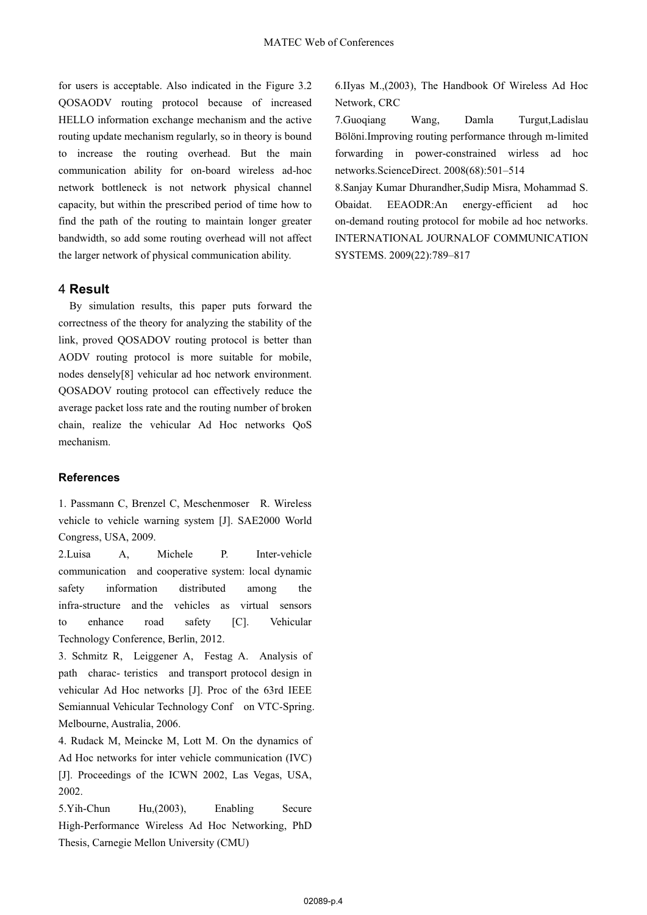for users is acceptable. Also indicated in the Figure 3.2 QOSAODV routing protocol because of increased HELLO information exchange mechanism and the active routing update mechanism regularly, so in theory is bound to increase the routing overhead. But the main communication ability for on-board wireless ad-hoc network bottleneck is not network physical channel capacity, but within the prescribed period of time how to find the path of the routing to maintain longer greater bandwidth, so add some routing overhead will not affect the larger network of physical communication ability.

## 4 Result

By simulation results, this paper puts forward the correctness of the theory for analyzing the stability of the link, proved QOSADOV routing protocol is better than AODV routing protocol is more suitable for mobile, nodes densely[8] vehicular ad hoc network environment. QOSADOV routing protocol can effectively reduce the average packet loss rate and the routing number of broken chain, realize the vehicular Ad Hoc networks QoS mechanism.

## References

1. Passmann C, Brenzel C, Meschenmoser R. Wireless vehicle to vehicle warning system [J]. SAE2000 World Congress, USA, 2009.
2. Luisa A, Michele P. Inter-vehicle communication and cooperative system: local dynamic safety information distributed among the infra-structure and the vehicles as virtual sensors to enhance road safety [C]. Vehicular Technology Conference, Berlin, 2012.
3. Schmitz R, Leiggener A, Festag A. Analysis of path charac- teristics and transport protocol design in vehicular Ad Hoc networks [J]. Proc of the 63rd IEEE Semiannual Vehicular Technology Conf on VTC-Spring. Melbourne, Australia, 2006.
4. Rudack M, Meincke M, Lott M. On the dynamics of Ad Hoc networks for inter vehicle communication (IVC) [J]. Proceedings of the ICWN 2002, Las Vegas, USA, 2002.
5. Yih-Chun Hu,(2003), Enabling Secure High-Performance Wireless Ad Hoc Networking, PhD Thesis, Carnegie Mellon University (CMU)
6. IIyas M.,(2003), The Handbook Of Wireless Ad Hoc Network, CRC
7. Guoqiang Wang, Damla Turgut,Ladislau Bölöni.Improving routing performance through m-limited forwarding in power-constrained wirless ad hoc networks.ScienceDirect. 2008(68):501–514
8. Sanjay Kumar Dhurandher,Sudip Misra, Mohammad S. Obaidat. EEAODR:An energy-efficient ad hoc on-demand routing protocol for mobile ad hoc networks. INTERNATIONAL JOURNALOF COMMUNICATION SYSTEMS. 2009(22):789–817